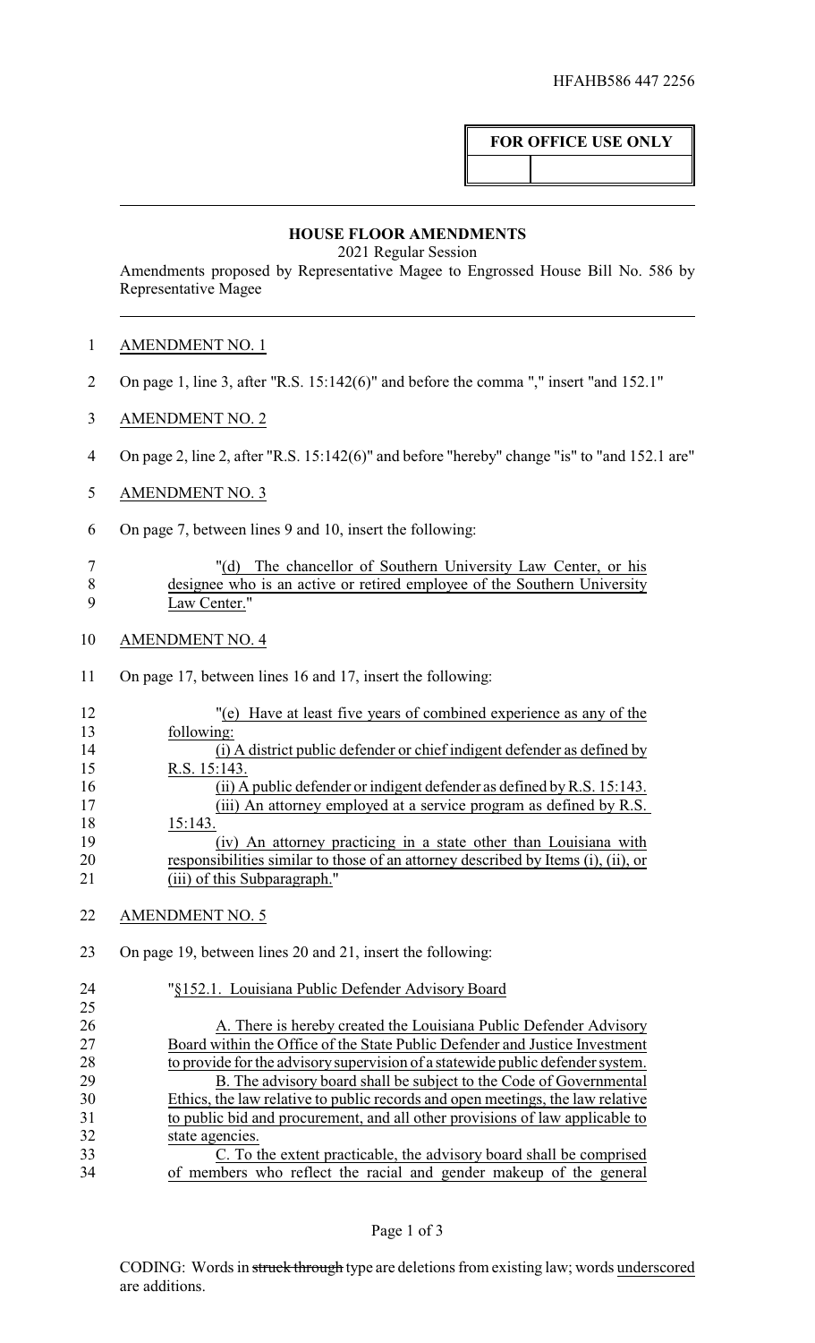HFAHB586 447 2256

**FOR OFFICE USE ONLY**

## HOUSE FLOOR AMENDMENTS

2021 Regular Session

Amendments proposed by Representative Magee to Engrossed House Bill No. 586 by Representative Magee

AMENDMENT NO. 1

On page 1, line 3, after "R.S. 15:142(6)" and before the comma "," insert "and 152.1"

AMENDMENT NO. 2

On page 2, line 2, after "R.S. 15:142(6)" and before "hereby" change "is" to "and 152.1 are"

AMENDMENT NO. 3

On page 7, between lines 9 and 10, insert the following:

"(d) The chancellor of Southern University Law Center, or his designee who is an active or retired employee of the Southern University Law Center."

AMENDMENT NO. 4

On page 17, between lines 16 and 17, insert the following:

"(e) Have at least five years of combined experience as any of the following:

(i) A district public defender or chief indigent defender as defined by R.S. 15:143.

(ii) A public defender or indigent defender as defined by R.S. 15:143.

(iii) An attorney employed at a service program as defined by R.S. 15:143.

(iv) An attorney practicing in a state other than Louisiana with responsibilities similar to those of an attorney described by Items (i), (ii), or (iii) of this Subparagraph."

AMENDMENT NO. 5

On page 19, between lines 20 and 21, insert the following:

"§152.1. Louisiana Public Defender Advisory Board

A. There is hereby created the Louisiana Public Defender Advisory Board within the Office of the State Public Defender and Justice Investment to provide for the advisory supervision of a statewide public defender system.

B. The advisory board shall be subject to the Code of Governmental Ethics, the law relative to public records and open meetings, the law relative to public bid and procurement, and all other provisions of law applicable to state agencies.

C. To the extent practicable, the advisory board shall be comprised of members who reflect the racial and gender makeup of the general

CODING: Words in ~~struck through~~ type are deletions from existing law; words underscored are additions.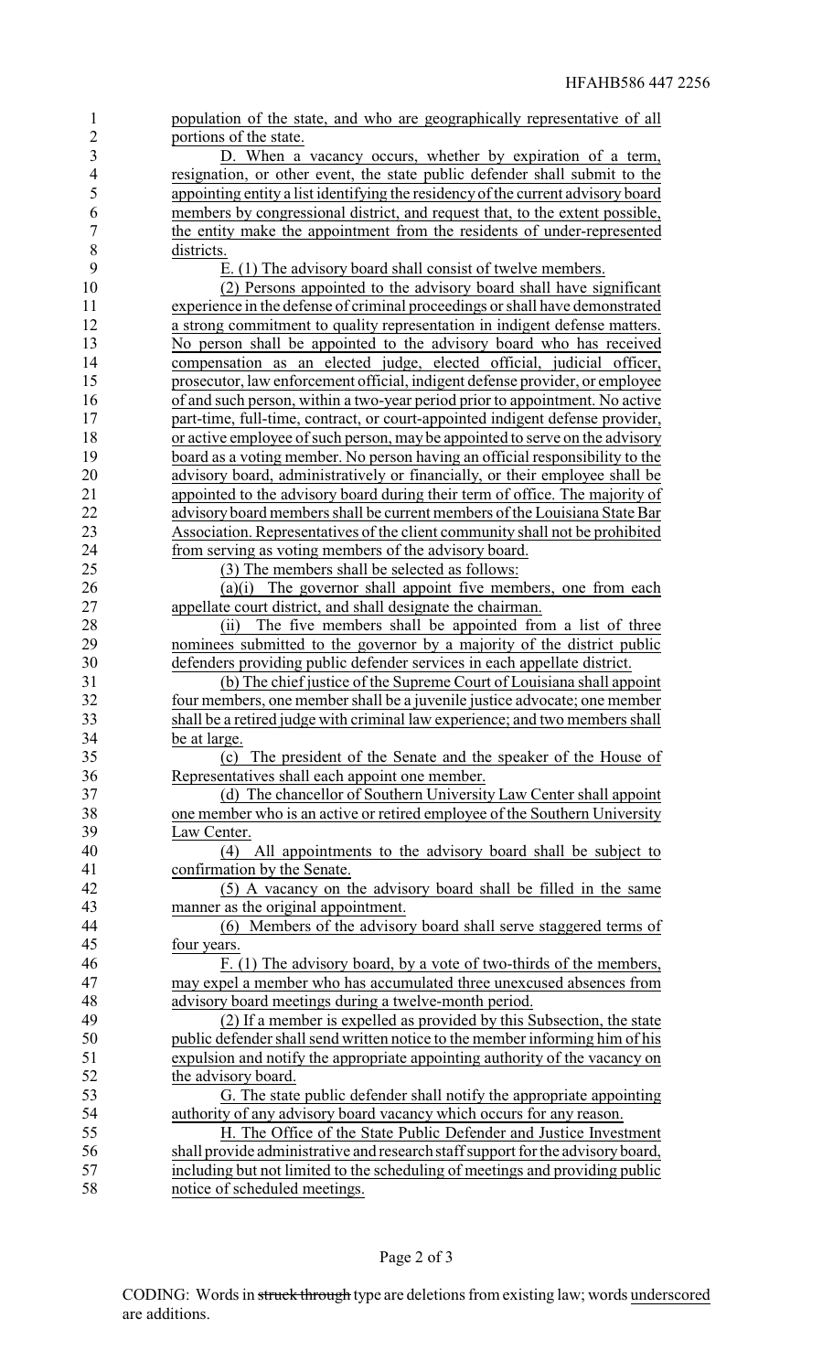population of the state, and who are geographically representative of all portions of the state.

D. When a vacancy occurs, whether by expiration of a term, resignation, or other event, the state public defender shall submit to the appointing entity a list identifying the residency of the current advisory board members by congressional district, and request that, to the extent possible, the entity make the appointment from the residents of under-represented districts.

E. (1) The advisory board shall consist of twelve members.

(2) Persons appointed to the advisory board shall have significant experience in the defense of criminal proceedings or shall have demonstrated a strong commitment to quality representation in indigent defense matters. No person shall be appointed to the advisory board who has received compensation as an elected judge, elected official, judicial officer, prosecutor, law enforcement official, indigent defense provider, or employee of and such person, within a two-year period prior to appointment. No active part-time, full-time, contract, or court-appointed indigent defense provider, or active employee of such person, may be appointed to serve on the advisory board as a voting member. No person having an official responsibility to the advisory board, administratively or financially, or their employee shall be appointed to the advisory board during their term of office. The majority of advisory board members shall be current members of the Louisiana State Bar Association. Representatives of the client community shall not be prohibited from serving as voting members of the advisory board.

(3) The members shall be selected as follows:

(a)(i) The governor shall appoint five members, one from each appellate court district, and shall designate the chairman.

(ii) The five members shall be appointed from a list of three nominees submitted to the governor by a majority of the district public defenders providing public defender services in each appellate district.

(b) The chief justice of the Supreme Court of Louisiana shall appoint four members, one member shall be a juvenile justice advocate; one member shall be a retired judge with criminal law experience; and two members shall be at large.

(c) The president of the Senate and the speaker of the House of Representatives shall each appoint one member.

(d) The chancellor of Southern University Law Center shall appoint one member who is an active or retired employee of the Southern University Law Center.

(4) All appointments to the advisory board shall be subject to confirmation by the Senate.

(5) A vacancy on the advisory board shall be filled in the same manner as the original appointment.

(6) Members of the advisory board shall serve staggered terms of four years.

F. (1) The advisory board, by a vote of two-thirds of the members, may expel a member who has accumulated three unexcused absences from advisory board meetings during a twelve-month period.

(2) If a member is expelled as provided by this Subsection, the state public defender shall send written notice to the member informing him of his expulsion and notify the appropriate appointing authority of the vacancy on the advisory board.

G. The state public defender shall notify the appropriate appointing authority of any advisory board vacancy which occurs for any reason.

H. The Office of the State Public Defender and Justice Investment shall provide administrative and research staff support for the advisory board, including but not limited to the scheduling of meetings and providing public notice of scheduled meetings.

CODING: Words in ~~struck through~~ type are deletions from existing law; words underscored are additions.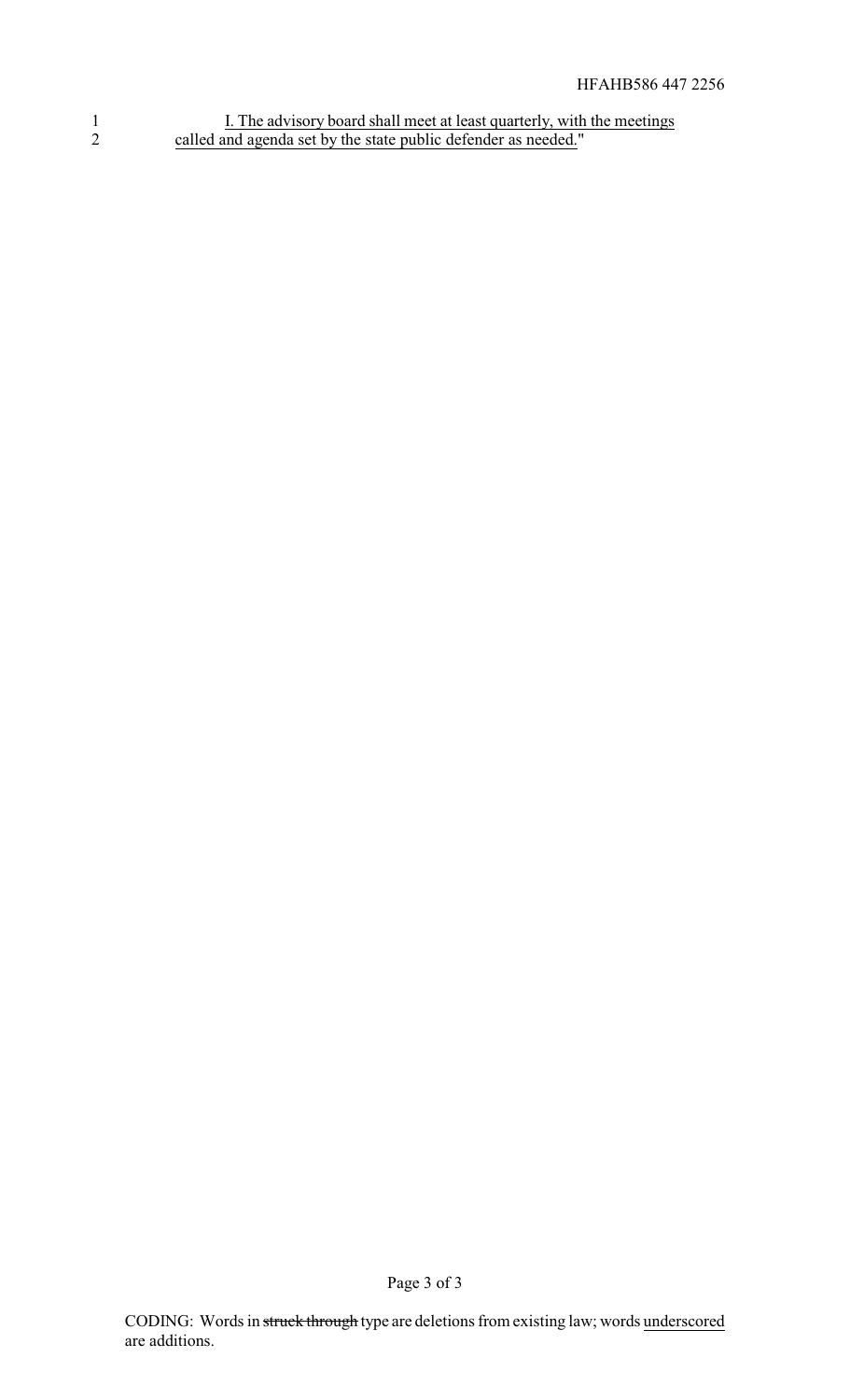I. The advisory board shall meet at least quarterly, with the meetings called and agenda set by the state public defender as needed."

CODING: Words in ~~struck through~~ type are deletions from existing law; words underscored are additions.